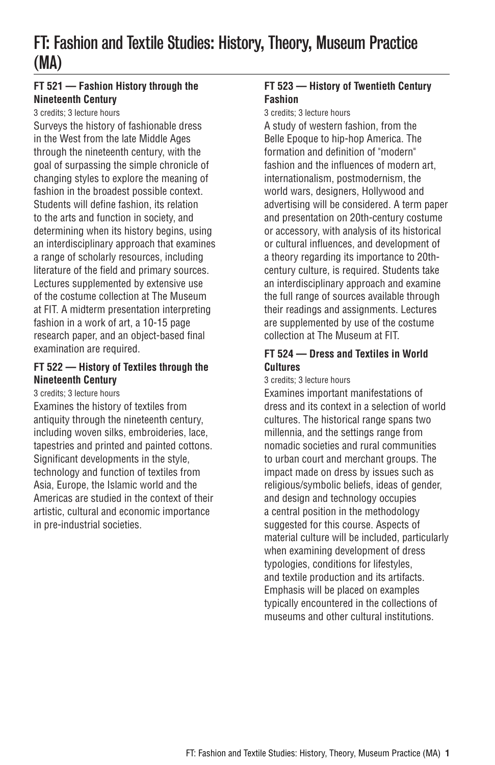# FT: Fashion and Textile Studies: History, Theory, Museum Practice (MA)

### FT 521 — Fashion History through the Nineteenth Century

3 credits; 3 lecture hours

Surveys the history of fashionable dress in the West from the late Middle Ages through the nineteenth century, with the goal of surpassing the simple chronicle of changing styles to explore the meaning of fashion in the broadest possible context. Students will define fashion, its relation to the arts and function in society, and determining when its history begins, using an interdisciplinary approach that examines a range of scholarly resources, including literature of the field and primary sources. Lectures supplemented by extensive use of the costume collection at The Museum at FIT. A midterm presentation interpreting fashion in a work of art, a 10-15 page research paper, and an object-based final examination are required.

### FT 522 — History of Textiles through the Nineteenth Century

3 credits; 3 lecture hours

Examines the history of textiles from antiquity through the nineteenth century, including woven silks, embroideries, lace, tapestries and printed and painted cottons. Significant developments in the style, technology and function of textiles from Asia, Europe, the Islamic world and the Americas are studied in the context of their artistic, cultural and economic importance in pre-industrial societies.

### FT 523 — History of Twentieth Century Fashion

3 credits; 3 lecture hours

A study of western fashion, from the Belle Epoque to hip-hop America. The formation and definition of "modern" fashion and the influences of modern art, internationalism, postmodernism, the world wars, designers, Hollywood and advertising will be considered. A term paper and presentation on 20th-century costume or accessory, with analysis of its historical or cultural influences, and development of a theory regarding its importance to 20th-century culture, is required. Students take an interdisciplinary approach and examine the full range of sources available through their readings and assignments. Lectures are supplemented by use of the costume collection at The Museum at FIT.

### FT 524 — Dress and Textiles in World Cultures

3 credits; 3 lecture hours

Examines important manifestations of dress and its context in a selection of world cultures. The historical range spans two millennia, and the settings range from nomadic societies and rural communities to urban court and merchant groups. The impact made on dress by issues such as religious/symbolic beliefs, ideas of gender, and design and technology occupies a central position in the methodology suggested for this course. Aspects of material culture will be included, particularly when examining development of dress typologies, conditions for lifestyles, and textile production and its artifacts. Emphasis will be placed on examples typically encountered in the collections of museums and other cultural institutions.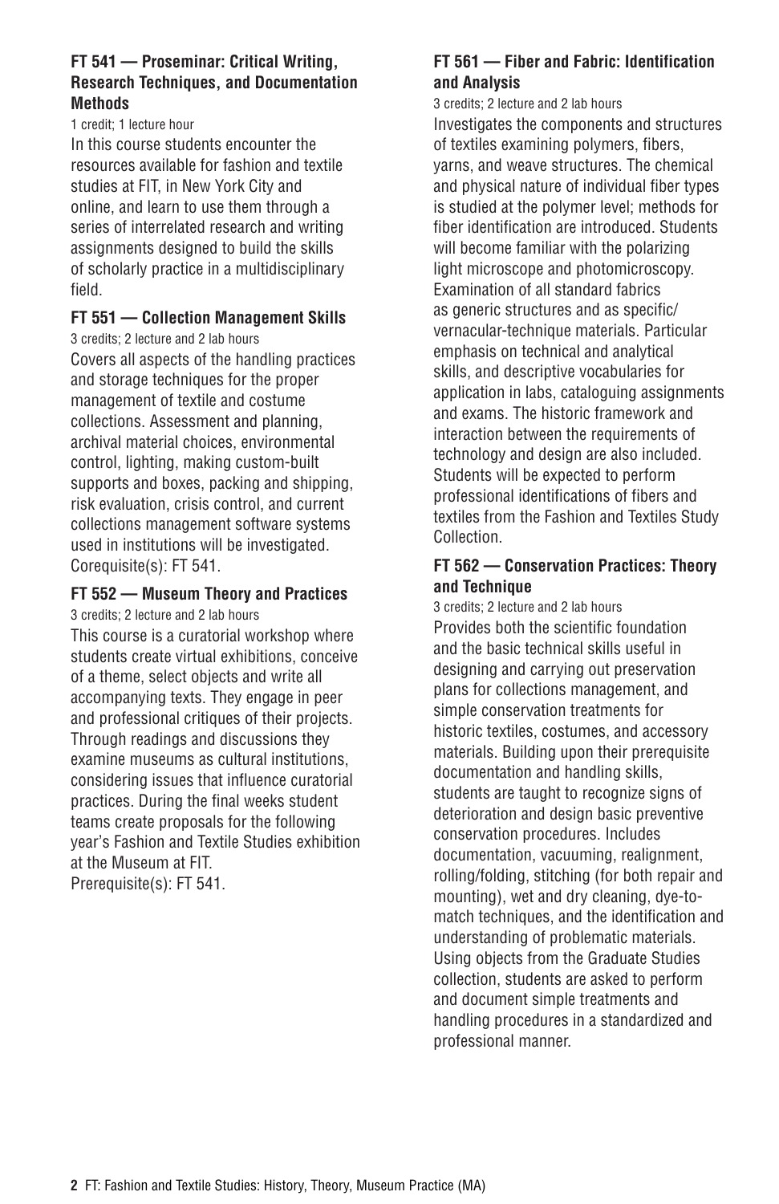### FT 541 — Proseminar: Critical Writing, Research Techniques, and Documentation Methods

1 credit; 1 lecture hour

In this course students encounter the resources available for fashion and textile studies at FIT, in New York City and online, and learn to use them through a series of interrelated research and writing assignments designed to build the skills of scholarly practice in a multidisciplinary field.

### FT 551 — Collection Management Skills

3 credits; 2 lecture and 2 lab hours

Covers all aspects of the handling practices and storage techniques for the proper management of textile and costume collections. Assessment and planning, archival material choices, environmental control, lighting, making custom-built supports and boxes, packing and shipping, risk evaluation, crisis control, and current collections management software systems used in institutions will be investigated.
Corequisite(s): FT 541.

### FT 552 — Museum Theory and Practices

3 credits; 2 lecture and 2 lab hours

This course is a curatorial workshop where students create virtual exhibitions, conceive of a theme, select objects and write all accompanying texts. They engage in peer and professional critiques of their projects. Through readings and discussions they examine museums as cultural institutions, considering issues that influence curatorial practices. During the final weeks student teams create proposals for the following year's Fashion and Textile Studies exhibition at the Museum at FIT.
Prerequisite(s): FT 541.

### FT 561 — Fiber and Fabric: Identification and Analysis

3 credits; 2 lecture and 2 lab hours

Investigates the components and structures of textiles examining polymers, fibers, yarns, and weave structures. The chemical and physical nature of individual fiber types is studied at the polymer level; methods for fiber identification are introduced. Students will become familiar with the polarizing light microscope and photomicroscopy. Examination of all standard fabrics as generic structures and as specific/vernacular-technique materials. Particular emphasis on technical and analytical skills, and descriptive vocabularies for application in labs, cataloguing assignments and exams. The historic framework and interaction between the requirements of technology and design are also included. Students will be expected to perform professional identifications of fibers and textiles from the Fashion and Textiles Study Collection.

### FT 562 — Conservation Practices: Theory and Technique

3 credits; 2 lecture and 2 lab hours

Provides both the scientific foundation and the basic technical skills useful in designing and carrying out preservation plans for collections management, and simple conservation treatments for historic textiles, costumes, and accessory materials. Building upon their prerequisite documentation and handling skills, students are taught to recognize signs of deterioration and design basic preventive conservation procedures. Includes documentation, vacuuming, realignment, rolling/folding, stitching (for both repair and mounting), wet and dry cleaning, dye-to-match techniques, and the identification and understanding of problematic materials. Using objects from the Graduate Studies collection, students are asked to perform and document simple treatments and handling procedures in a standardized and professional manner.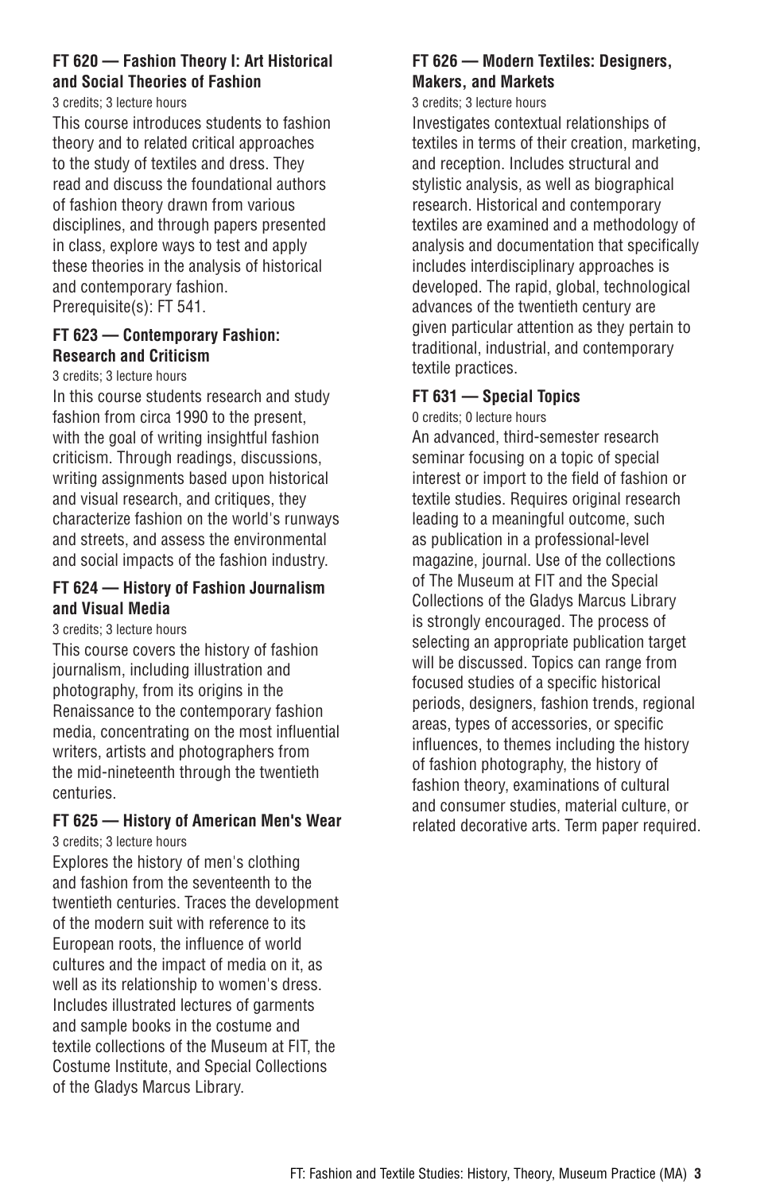### FT 620 — Fashion Theory I: Art Historical and Social Theories of Fashion

3 credits; 3 lecture hours

This course introduces students to fashion theory and to related critical approaches to the study of textiles and dress. They read and discuss the foundational authors of fashion theory drawn from various disciplines, and through papers presented in class, explore ways to test and apply these theories in the analysis of historical and contemporary fashion.

Prerequisite(s): FT 541.

### FT 623 — Contemporary Fashion: Research and Criticism

3 credits; 3 lecture hours

In this course students research and study fashion from circa 1990 to the present, with the goal of writing insightful fashion criticism. Through readings, discussions, writing assignments based upon historical and visual research, and critiques, they characterize fashion on the world's runways and streets, and assess the environmental and social impacts of the fashion industry.

### FT 624 — History of Fashion Journalism and Visual Media

3 credits; 3 lecture hours

This course covers the history of fashion journalism, including illustration and photography, from its origins in the Renaissance to the contemporary fashion media, concentrating on the most influential writers, artists and photographers from the mid-nineteenth through the twentieth centuries.

### FT 625 — History of American Men's Wear

3 credits; 3 lecture hours

Explores the history of men's clothing and fashion from the seventeenth to the twentieth centuries. Traces the development of the modern suit with reference to its European roots, the influence of world cultures and the impact of media on it, as well as its relationship to women's dress. Includes illustrated lectures of garments and sample books in the costume and textile collections of the Museum at FIT, the Costume Institute, and Special Collections of the Gladys Marcus Library.

### FT 626 — Modern Textiles: Designers, Makers, and Markets

3 credits; 3 lecture hours

Investigates contextual relationships of textiles in terms of their creation, marketing, and reception. Includes structural and stylistic analysis, as well as biographical research. Historical and contemporary textiles are examined and a methodology of analysis and documentation that specifically includes interdisciplinary approaches is developed. The rapid, global, technological advances of the twentieth century are given particular attention as they pertain to traditional, industrial, and contemporary textile practices.

### FT 631 — Special Topics

0 credits; 0 lecture hours

An advanced, third-semester research seminar focusing on a topic of special interest or import to the field of fashion or textile studies. Requires original research leading to a meaningful outcome, such as publication in a professional-level magazine, journal. Use of the collections of The Museum at FIT and the Special Collections of the Gladys Marcus Library is strongly encouraged. The process of selecting an appropriate publication target will be discussed. Topics can range from focused studies of a specific historical periods, designers, fashion trends, regional areas, types of accessories, or specific influences, to themes including the history of fashion photography, the history of fashion theory, examinations of cultural and consumer studies, material culture, or related decorative arts. Term paper required.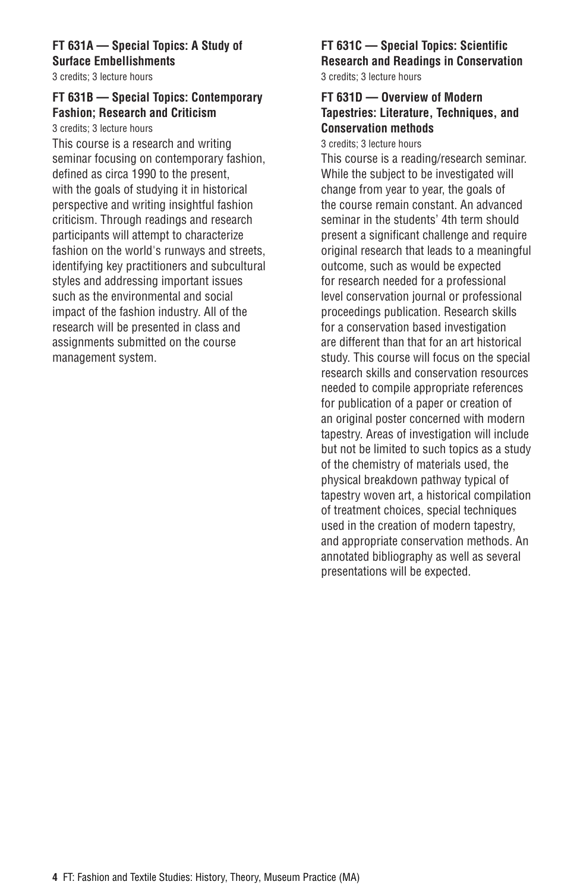**FT 631A — Special Topics: A Study of Surface Embellishments**

3 credits; 3 lecture hours

**FT 631B — Special Topics: Contemporary Fashion; Research and Criticism**

3 credits; 3 lecture hours

This course is a research and writing seminar focusing on contemporary fashion, defined as circa 1990 to the present, with the goals of studying it in historical perspective and writing insightful fashion criticism. Through readings and research participants will attempt to characterize fashion on the world's runways and streets, identifying key practitioners and subcultural styles and addressing important issues such as the environmental and social impact of the fashion industry. All of the research will be presented in class and assignments submitted on the course management system.

**FT 631C — Special Topics: Scientific Research and Readings in Conservation**

3 credits; 3 lecture hours

**FT 631D — Overview of Modern Tapestries: Literature, Techniques, and Conservation methods**

3 credits; 3 lecture hours

This course is a reading/research seminar. While the subject to be investigated will change from year to year, the goals of the course remain constant. An advanced seminar in the students' 4th term should present a significant challenge and require original research that leads to a meaningful outcome, such as would be expected for research needed for a professional level conservation journal or professional proceedings publication. Research skills for a conservation based investigation are different than that for an art historical study. This course will focus on the special research skills and conservation resources needed to compile appropriate references for publication of a paper or creation of an original poster concerned with modern tapestry. Areas of investigation will include but not be limited to such topics as a study of the chemistry of materials used, the physical breakdown pathway typical of tapestry woven art, a historical compilation of treatment choices, special techniques used in the creation of modern tapestry, and appropriate conservation methods. An annotated bibliography as well as several presentations will be expected.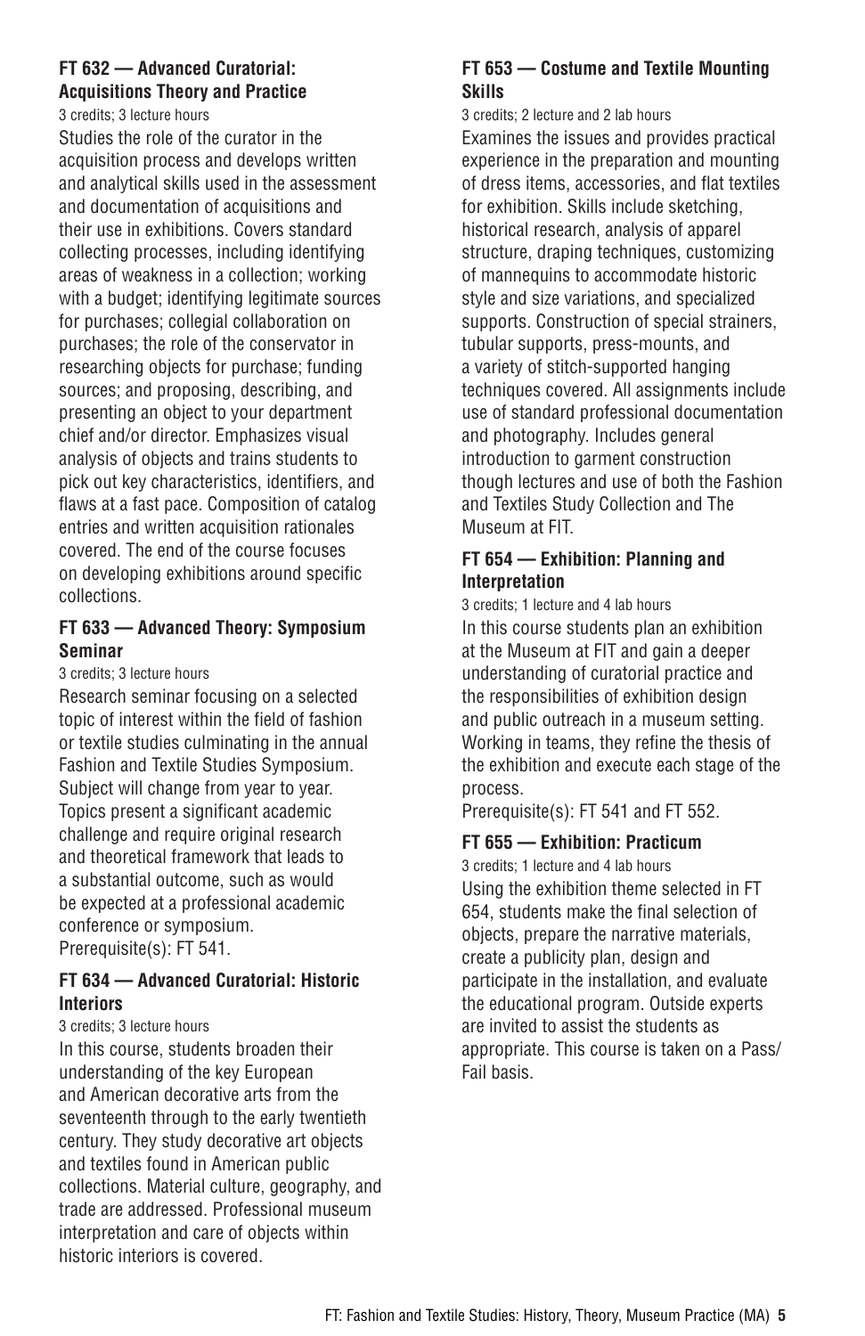#### FT 632 — Advanced Curatorial: Acquisitions Theory and Practice

3 credits; 3 lecture hours

Studies the role of the curator in the acquisition process and develops written and analytical skills used in the assessment and documentation of acquisitions and their use in exhibitions. Covers standard collecting processes, including identifying areas of weakness in a collection; working with a budget; identifying legitimate sources for purchases; collegial collaboration on purchases; the role of the conservator in researching objects for purchase; funding sources; and proposing, describing, and presenting an object to your department chief and/or director. Emphasizes visual analysis of objects and trains students to pick out key characteristics, identifiers, and flaws at a fast pace. Composition of catalog entries and written acquisition rationales covered. The end of the course focuses on developing exhibitions around specific collections.

#### FT 633 — Advanced Theory: Symposium Seminar

3 credits; 3 lecture hours

Research seminar focusing on a selected topic of interest within the field of fashion or textile studies culminating in the annual Fashion and Textile Studies Symposium. Subject will change from year to year. Topics present a significant academic challenge and require original research and theoretical framework that leads to a substantial outcome, such as would be expected at a professional academic conference or symposium.
Prerequisite(s): FT 541.

#### FT 634 — Advanced Curatorial: Historic Interiors

3 credits; 3 lecture hours

In this course, students broaden their understanding of the key European and American decorative arts from the seventeenth through to the early twentieth century. They study decorative art objects and textiles found in American public collections. Material culture, geography, and trade are addressed. Professional museum interpretation and care of objects within historic interiors is covered.

#### FT 653 — Costume and Textile Mounting Skills

3 credits; 2 lecture and 2 lab hours

Examines the issues and provides practical experience in the preparation and mounting of dress items, accessories, and flat textiles for exhibition. Skills include sketching, historical research, analysis of apparel structure, draping techniques, customizing of mannequins to accommodate historic style and size variations, and specialized supports. Construction of special strainers, tubular supports, press-mounts, and a variety of stitch-supported hanging techniques covered. All assignments include use of standard professional documentation and photography. Includes general introduction to garment construction though lectures and use of both the Fashion and Textiles Study Collection and The Museum at FIT.

#### FT 654 — Exhibition: Planning and Interpretation

3 credits; 1 lecture and 4 lab hours

In this course students plan an exhibition at the Museum at FIT and gain a deeper understanding of curatorial practice and the responsibilities of exhibition design and public outreach in a museum setting. Working in teams, they refine the thesis of the exhibition and execute each stage of the process.
Prerequisite(s): FT 541 and FT 552.

#### FT 655 — Exhibition: Practicum

3 credits; 1 lecture and 4 lab hours

Using the exhibition theme selected in FT 654, students make the final selection of objects, prepare the narrative materials, create a publicity plan, design and participate in the installation, and evaluate the educational program. Outside experts are invited to assist the students as appropriate. This course is taken on a Pass/Fail basis.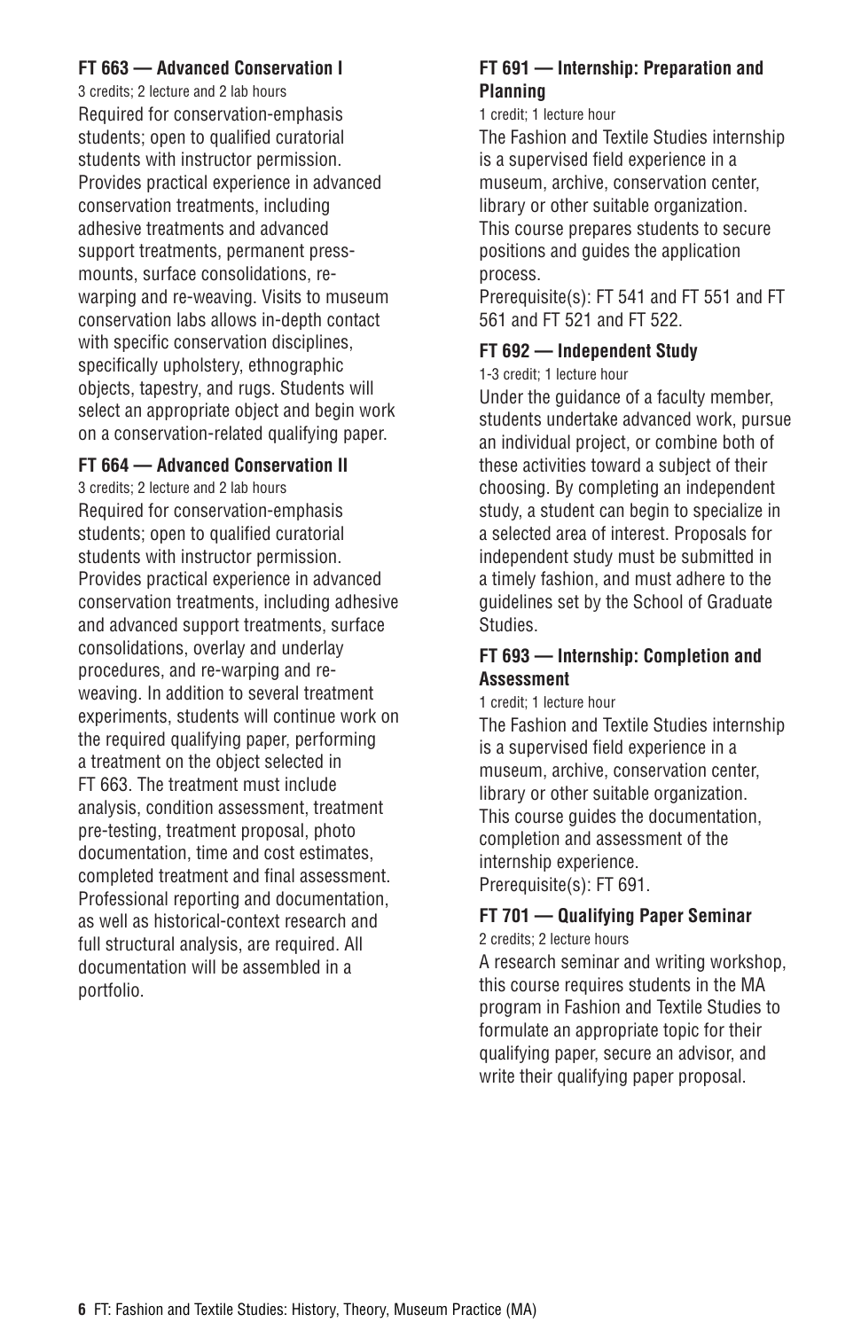**FT 663 — Advanced Conservation I**

3 credits; 2 lecture and 2 lab hours

Required for conservation-emphasis students; open to qualified curatorial students with instructor permission. Provides practical experience in advanced conservation treatments, including adhesive treatments and advanced support treatments, permanent press-mounts, surface consolidations, re-warping and re-weaving. Visits to museum conservation labs allows in-depth contact with specific conservation disciplines, specifically upholstery, ethnographic objects, tapestry, and rugs. Students will select an appropriate object and begin work on a conservation-related qualifying paper.

**FT 664 — Advanced Conservation II**

3 credits; 2 lecture and 2 lab hours

Required for conservation-emphasis students; open to qualified curatorial students with instructor permission. Provides practical experience in advanced conservation treatments, including adhesive and advanced support treatments, surface consolidations, overlay and underlay procedures, and re-warping and re-weaving. In addition to several treatment experiments, students will continue work on the required qualifying paper, performing a treatment on the object selected in FT 663. The treatment must include analysis, condition assessment, treatment pre-testing, treatment proposal, photo documentation, time and cost estimates, completed treatment and final assessment. Professional reporting and documentation, as well as historical-context research and full structural analysis, are required. All documentation will be assembled in a portfolio.

**FT 691 — Internship: Preparation and Planning**

1 credit; 1 lecture hour

The Fashion and Textile Studies internship is a supervised field experience in a museum, archive, conservation center, library or other suitable organization. This course prepares students to secure positions and guides the application process.

Prerequisite(s): FT 541 and FT 551 and FT 561 and FT 521 and FT 522.

**FT 692 — Independent Study**

1-3 credit; 1 lecture hour

Under the guidance of a faculty member, students undertake advanced work, pursue an individual project, or combine both of these activities toward a subject of their choosing. By completing an independent study, a student can begin to specialize in a selected area of interest. Proposals for independent study must be submitted in a timely fashion, and must adhere to the guidelines set by the School of Graduate Studies.

**FT 693 — Internship: Completion and Assessment**

1 credit; 1 lecture hour

The Fashion and Textile Studies internship is a supervised field experience in a museum, archive, conservation center, library or other suitable organization. This course guides the documentation, completion and assessment of the internship experience.

Prerequisite(s): FT 691.

**FT 701 — Qualifying Paper Seminar**

2 credits; 2 lecture hours

A research seminar and writing workshop, this course requires students in the MA program in Fashion and Textile Studies to formulate an appropriate topic for their qualifying paper, secure an advisor, and write their qualifying paper proposal.